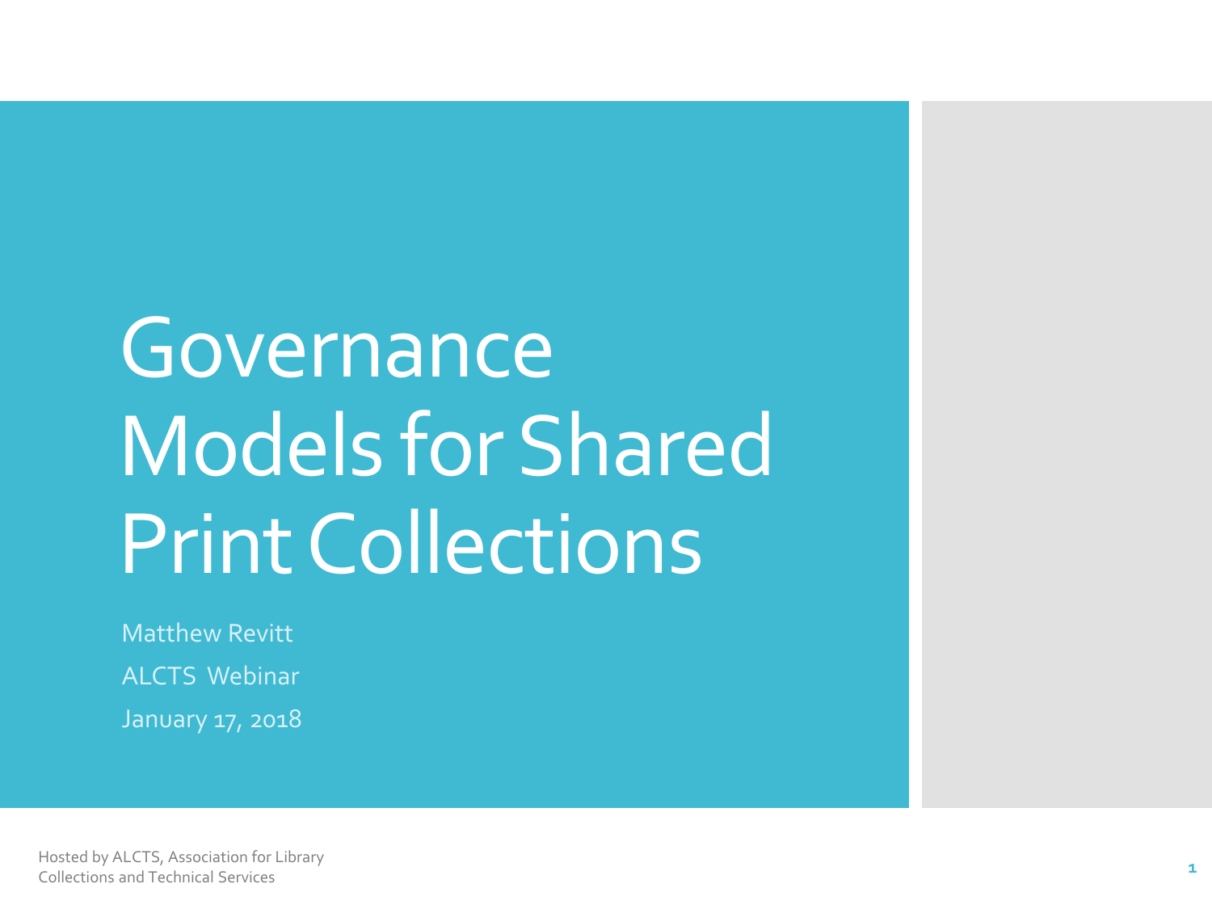# Governance Models for Shared Print Collections

Matthew Revitt

ALCTS Webinar

January 17, 2018

Hosted by ALCTS, Association for Library Collections and Technical Services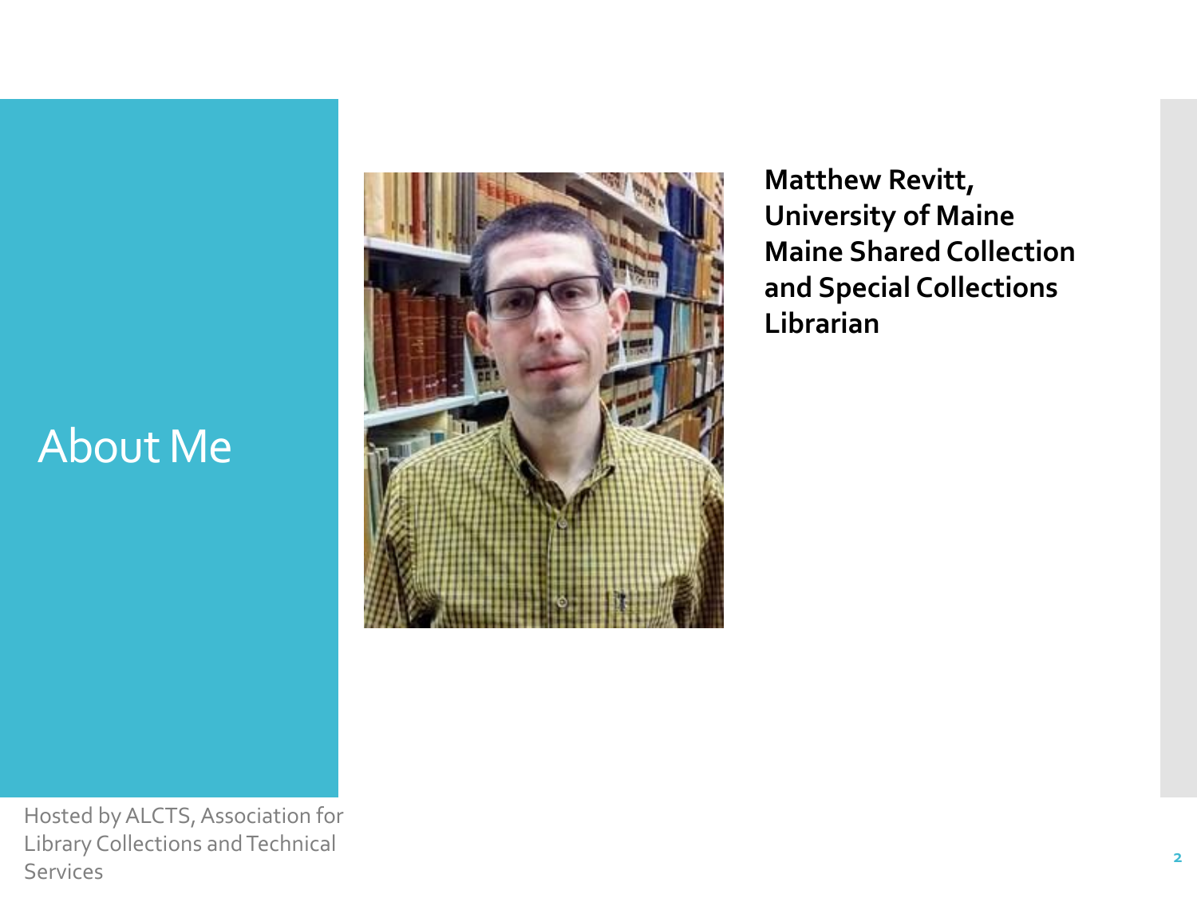# About Me

**Matthew Revitt,**
**University of Maine**
**Maine Shared Collection and Special Collections Librarian**

Hosted by ALCTS, Association for Library Collections and Technical Services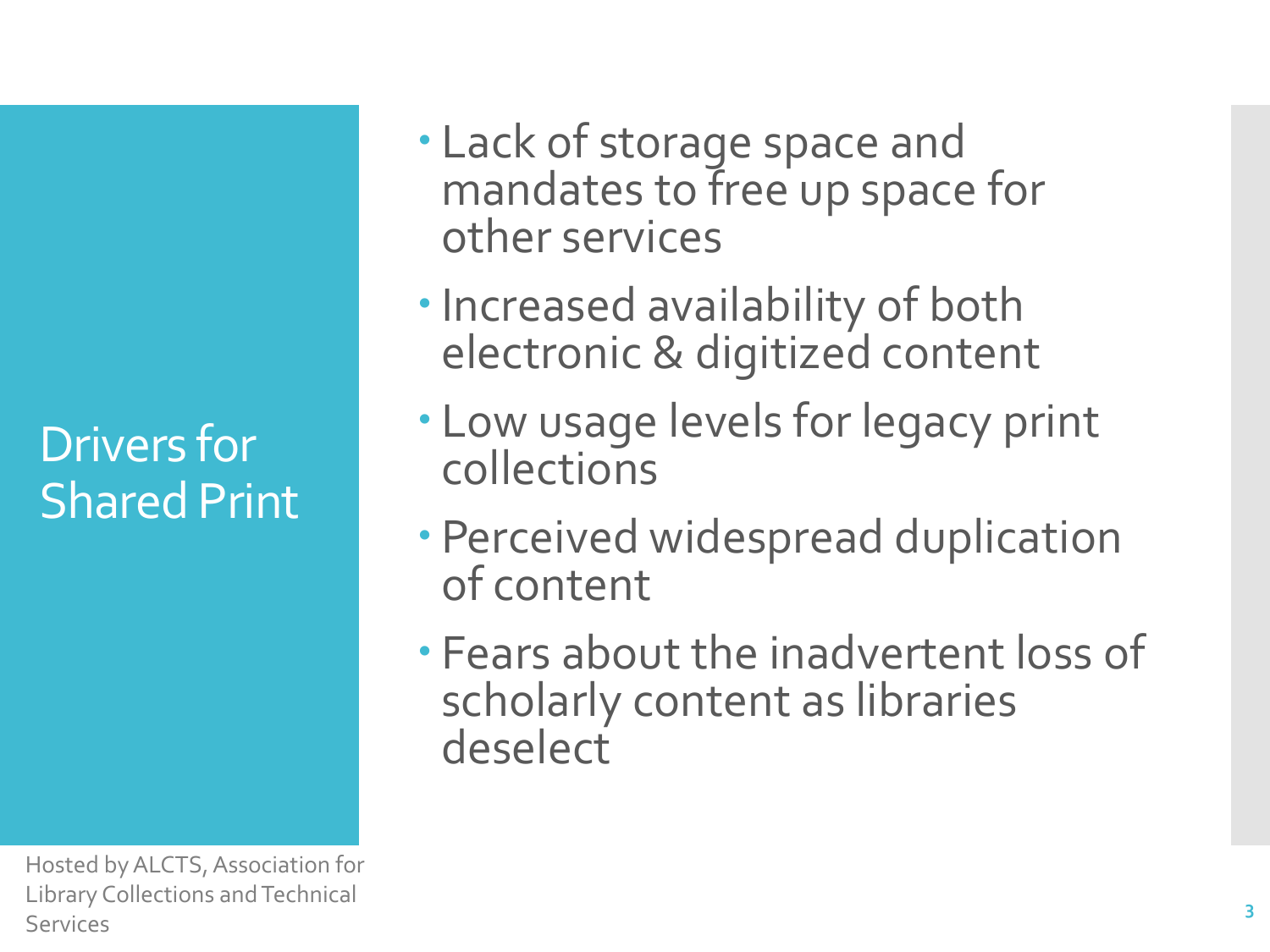# Drivers for Shared Print

- Lack of storage space and mandates to free up space for other services
- Increased availability of both electronic & digitized content
- Low usage levels for legacy print collections
- Perceived widespread duplication of content
- Fears about the inadvertent loss of scholarly content as libraries deselect

Hosted by ALCTS, Association for Library Collections and Technical Services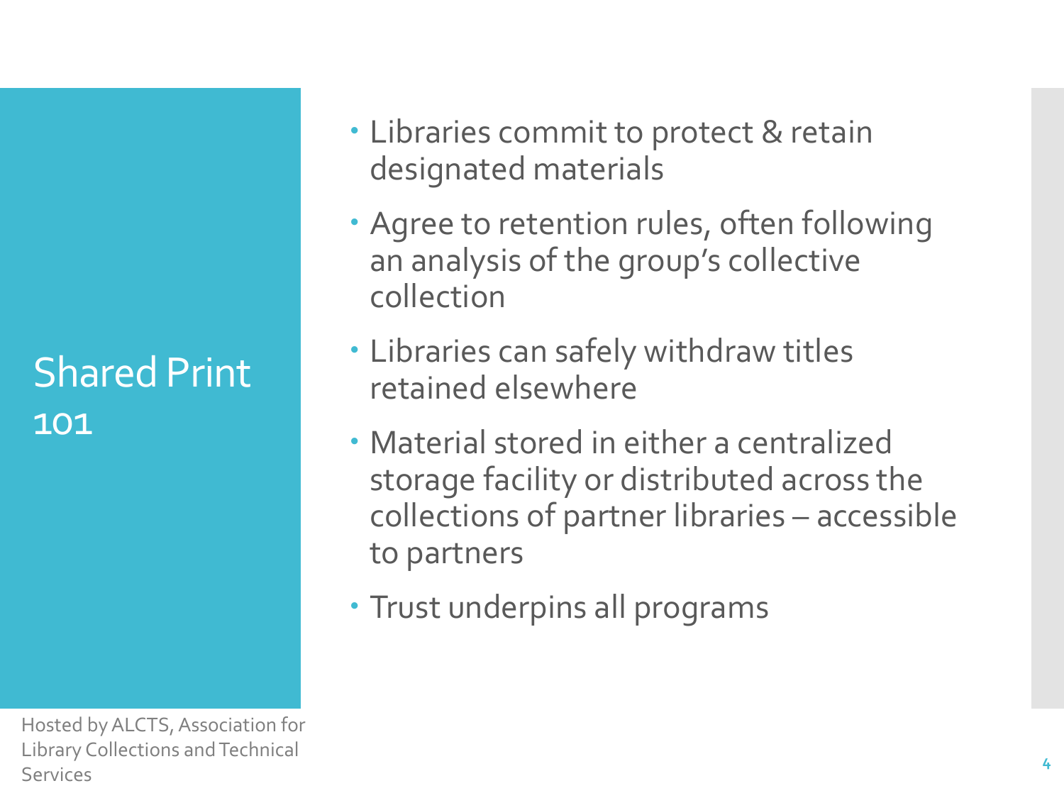# Shared Print 101

- Libraries commit to protect & retain designated materials
- Agree to retention rules, often following an analysis of the group's collective collection
- Libraries can safely withdraw titles retained elsewhere
- Material stored in either a centralized storage facility or distributed across the collections of partner libraries – accessible to partners
- Trust underpins all programs

Hosted by ALCTS, Association for Library Collections and Technical Services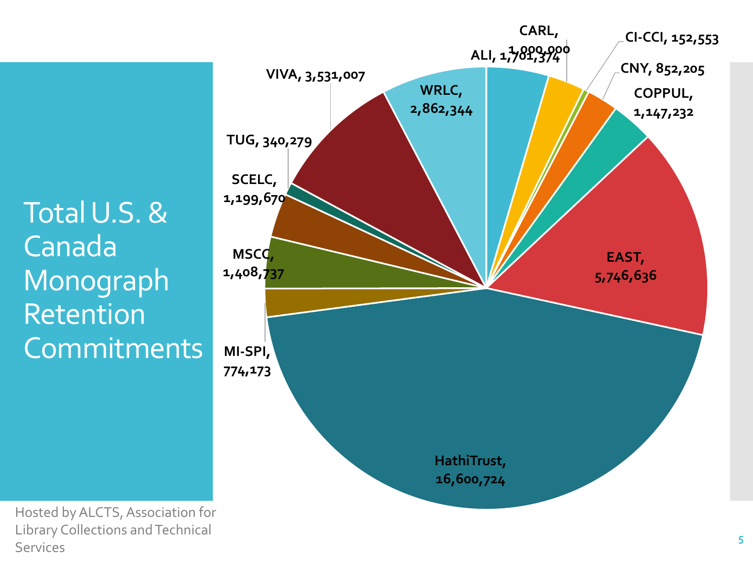# Total U.S. & Canada Monograph Retention Commitments

| Program | Retention Commitments |
| --- | --- |
| ALI | 1,701,374 |
| CARL | 1,000,000 |
| CI-CCI | 152,553 |
| CNY | 852,205 |
| COPPUL | 1,147,232 |
| EAST | 5,746,636 |
| HathiTrust | 16,600,724 |
| MI-SPI | 774,173 |
| MSCC | 1,408,737 |
| SCELC | 1,199,670 |
| TUG | 340,279 |
| VIVA | 3,531,007 |
| WRLC | 2,862,344 |

Hosted by ALCTS, Association for Library Collections and Technical Services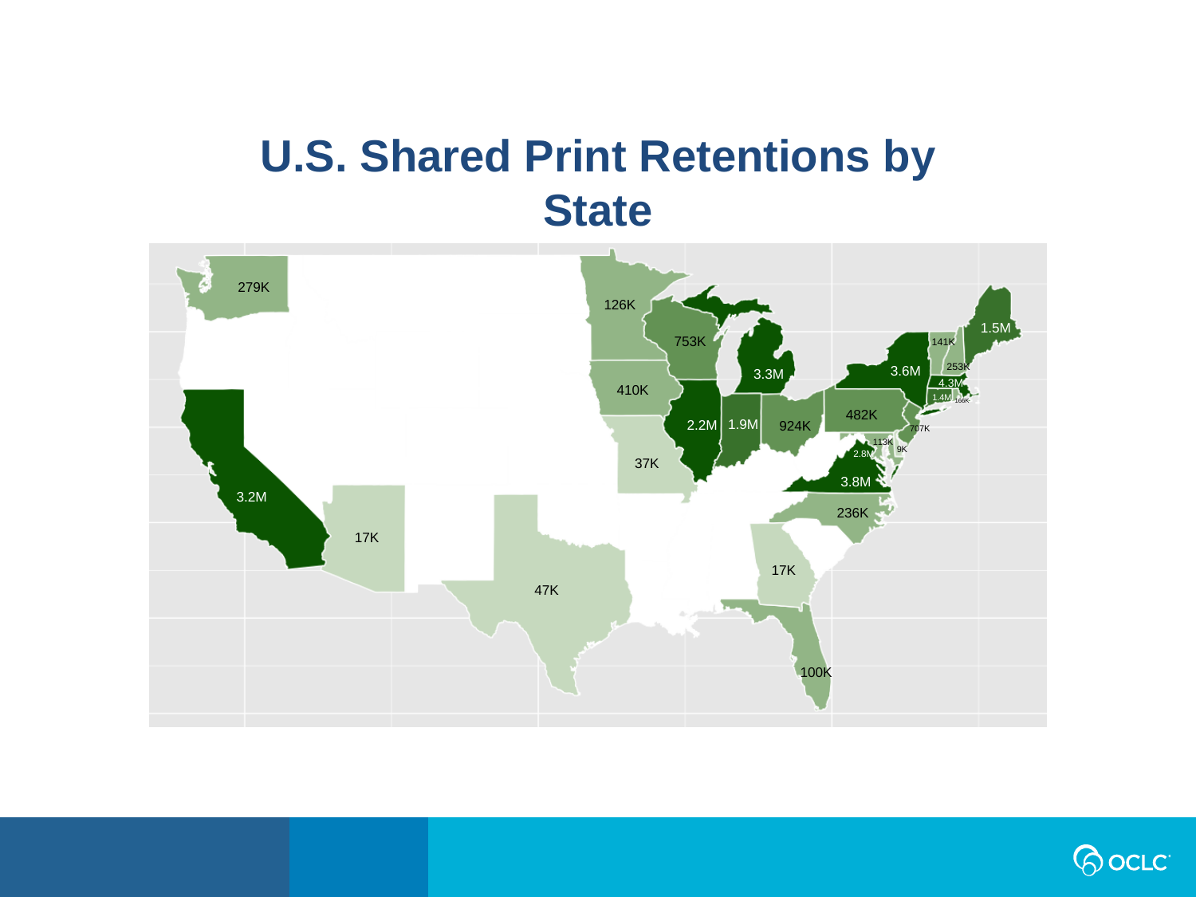# U.S. Shared Print Retentions by State

279K

126K

753K

410K

3.3M

3.6M

141K

1.5M

253K

4.3M

1.4M

166K

2.2M

1.9M

924K

482K

707K

113K

9K

2.8M

3.8M

37K

3.2M

17K

47K

236K

17K

100K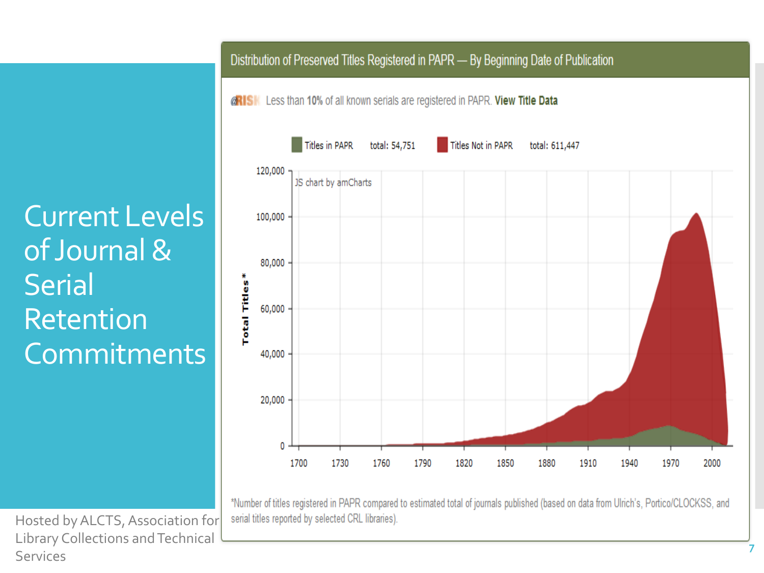# Current Levels of Journal & Serial Retention Commitments

**Distribution of Preserved Titles Registered in PAPR — By Beginning Date of Publication**

@RISK Less than **10%** of all known serials are registered in PAPR. **View Title Data**

Titles in PAPR total: 54,751

Titles Not in PAPR total: 611,447

JS chart by amCharts

Total Titles*

*Number of titles registered in PAPR compared to estimated total of journals published (based on data from Ulrich's, Portico/CLOCKSS, and serial titles reported by selected CRL libraries).

Hosted by ALCTS, Association for Library Collections and Technical Services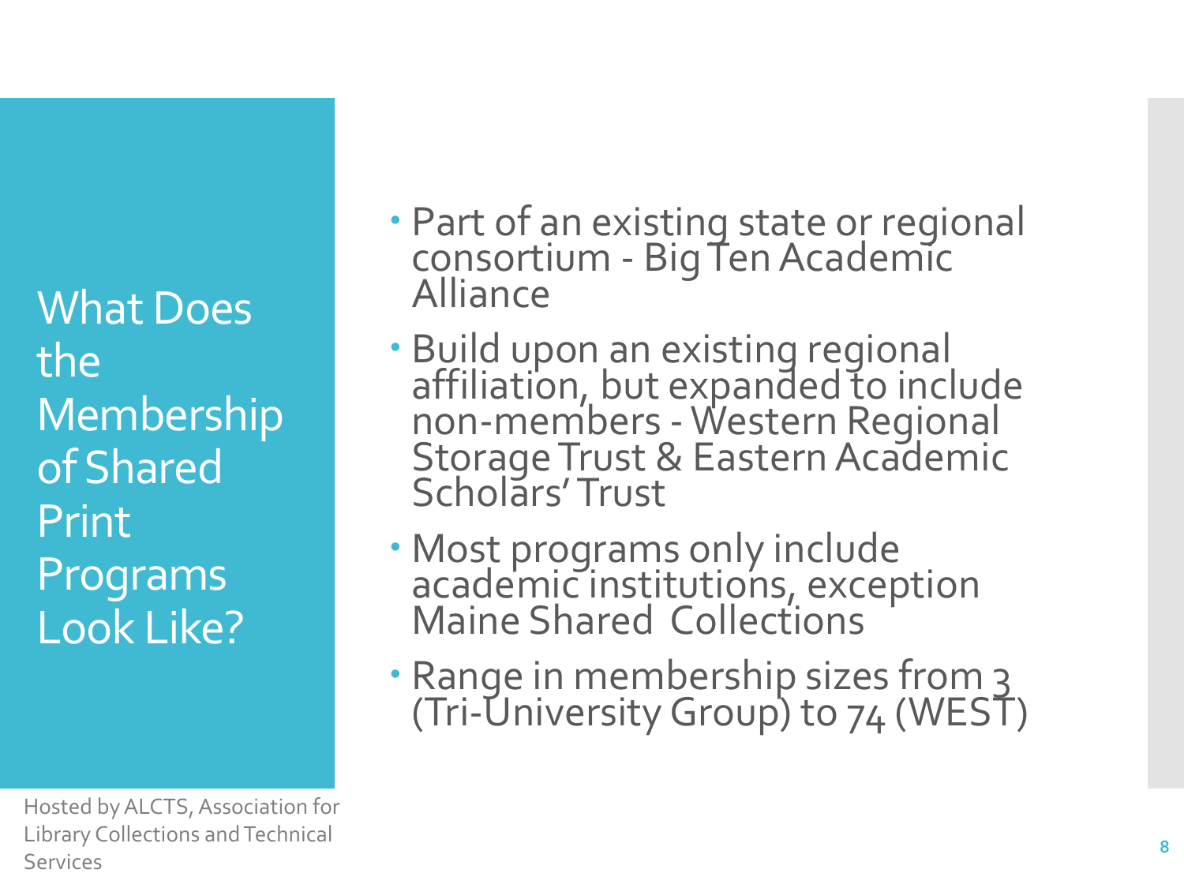# What Does the Membership of Shared Print Programs Look Like?

- Part of an existing state or regional consortium - Big Ten Academic Alliance
- Build upon an existing regional affiliation, but expanded to include non-members - Western Regional Storage Trust & Eastern Academic Scholars' Trust
- Most programs only include academic institutions, exception Maine Shared Collections
- Range in membership sizes from 3 (Tri-University Group) to 74 (WEST)

Hosted by ALCTS, Association for Library Collections and Technical Services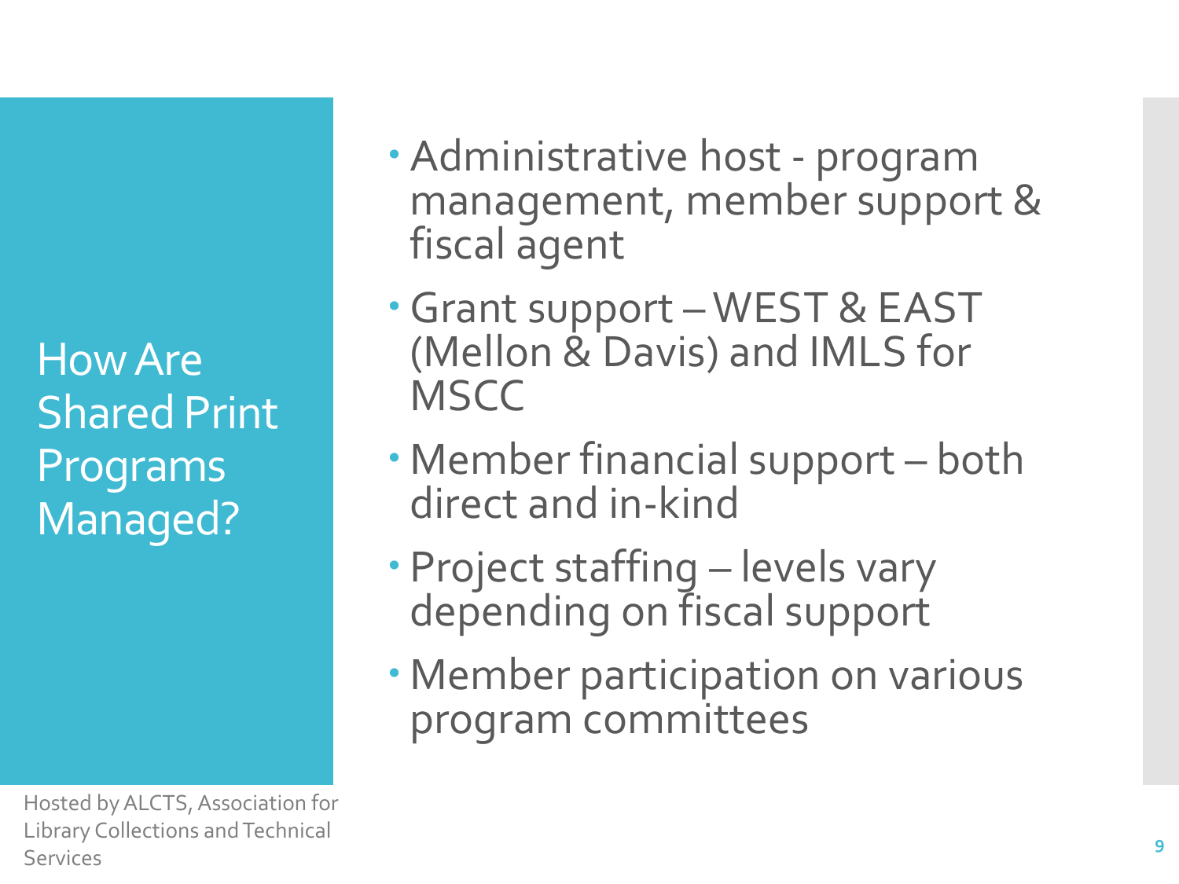## How Are Shared Print Programs Managed?

- Administrative host - program management, member support & fiscal agent
- Grant support – WEST & EAST (Mellon & Davis) and IMLS for MSCC
- Member financial support – both direct and in-kind
- Project staffing – levels vary depending on fiscal support
- Member participation on various program committees

Hosted by ALCTS, Association for Library Collections and Technical Services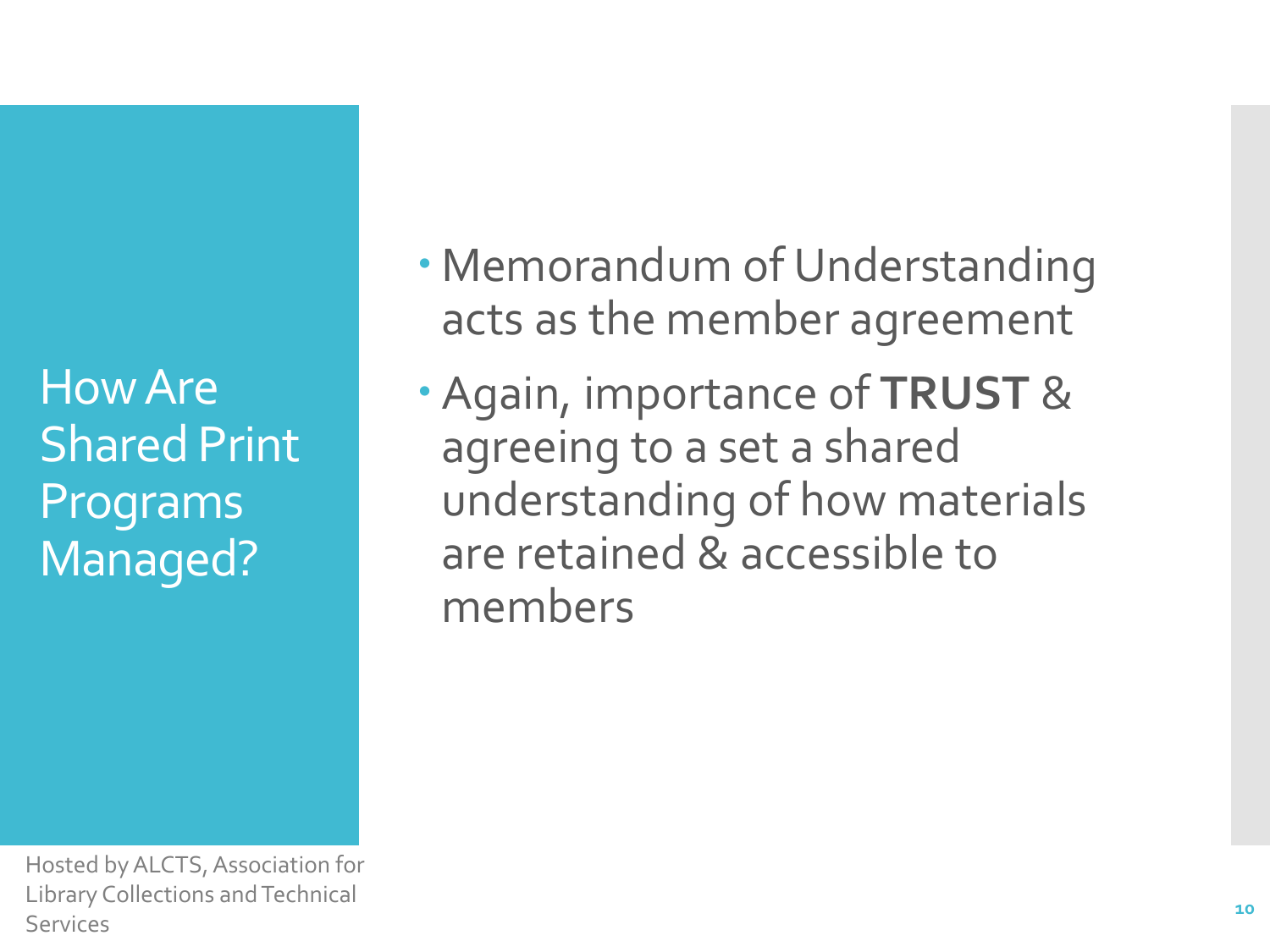# How Are Shared Print Programs Managed?

- Memorandum of Understanding acts as the member agreement
- Again, importance of **TRUST** & agreeing to a set a shared understanding of how materials are retained & accessible to members

Hosted by ALCTS, Association for Library Collections and Technical Services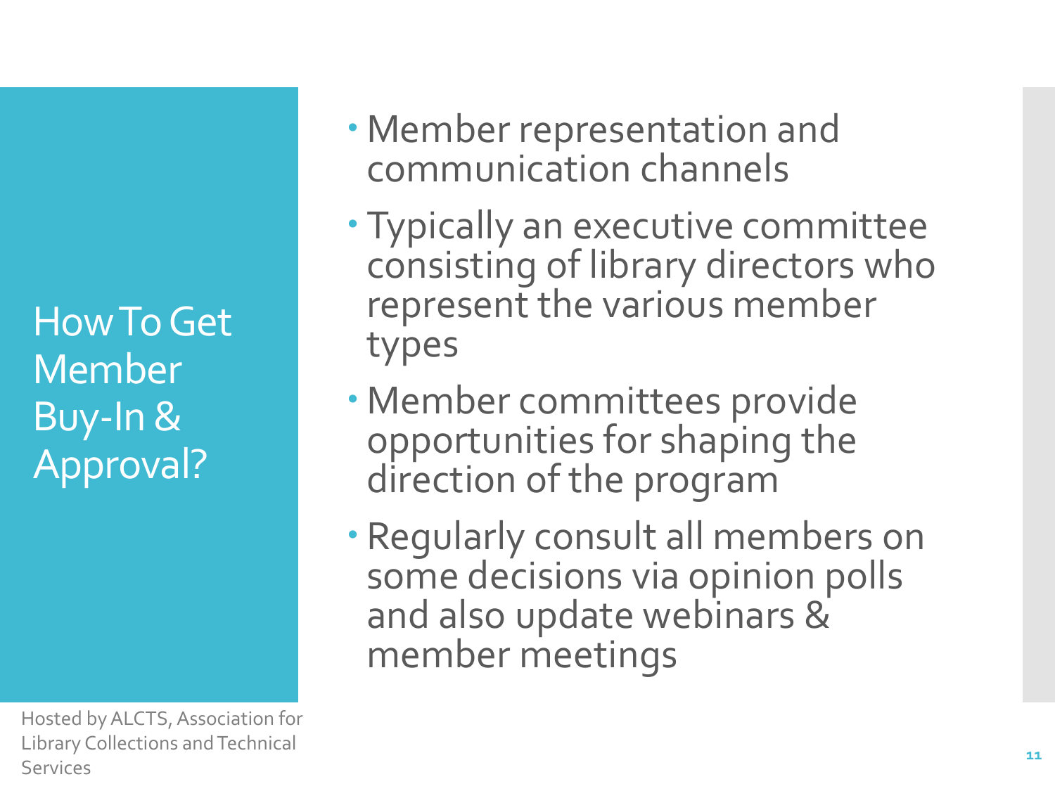# How To Get Member Buy-In & Approval?

- Member representation and communication channels
- Typically an executive committee consisting of library directors who represent the various member types
- Member committees provide opportunities for shaping the direction of the program
- Regularly consult all members on some decisions via opinion polls and also update webinars & member meetings

Hosted by ALCTS, Association for Library Collections and Technical Services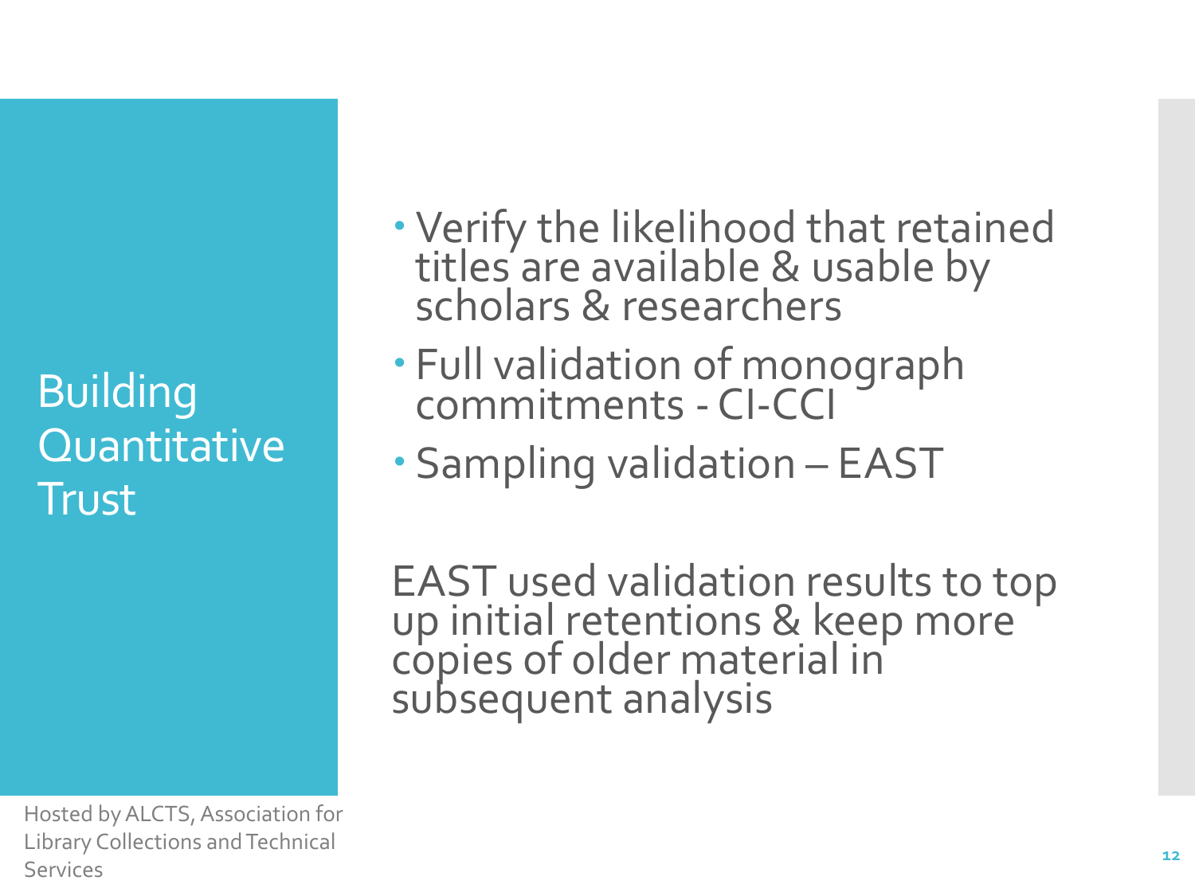# Building Quantitative Trust

- Verify the likelihood that retained titles are available & usable by scholars & researchers
- Full validation of monograph commitments - CI-CCI
- Sampling validation – EAST

EAST used validation results to top up initial retentions & keep more copies of older material in subsequent analysis

Hosted by ALCTS, Association for Library Collections and Technical Services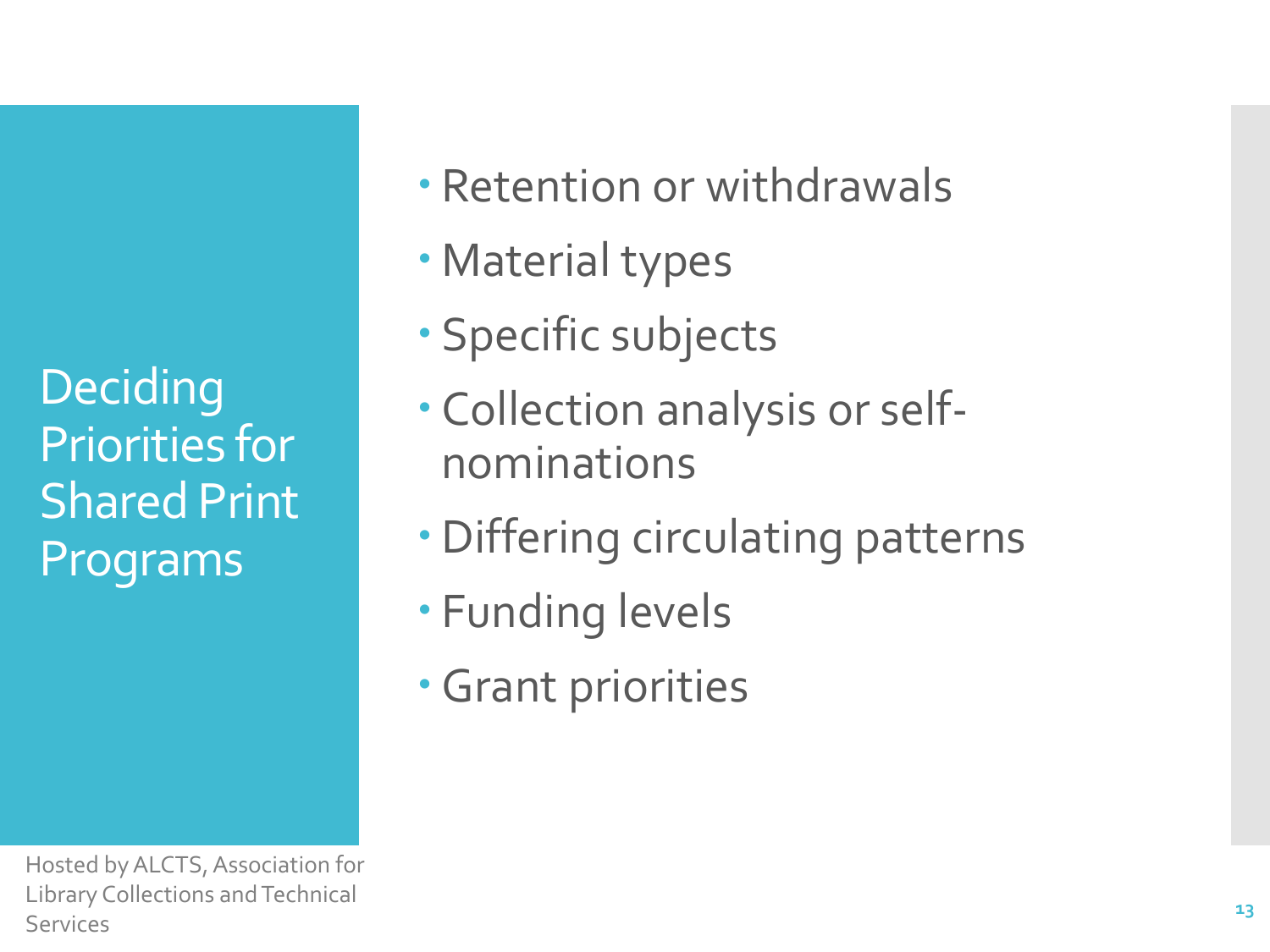# Deciding Priorities for Shared Print Programs

- Retention or withdrawals
- Material types
- Specific subjects
- Collection analysis or self-nominations
- Differing circulating patterns
- Funding levels
- Grant priorities

Hosted by ALCTS, Association for Library Collections and Technical Services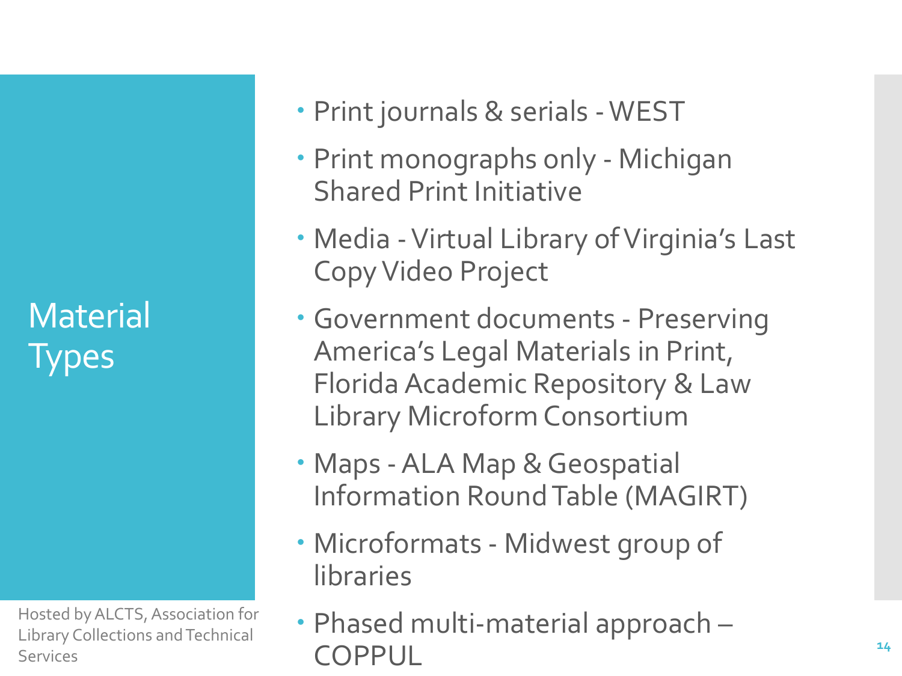# Material Types

- Print journals & serials - WEST
- Print monographs only - Michigan Shared Print Initiative
- Media - Virtual Library of Virginia's Last Copy Video Project
- Government documents - Preserving America's Legal Materials in Print, Florida Academic Repository & Law Library Microform Consortium
- Maps - ALA Map & Geospatial Information Round Table (MAGIRT)
- Microformats - Midwest group of libraries
- Phased multi-material approach – COPPUL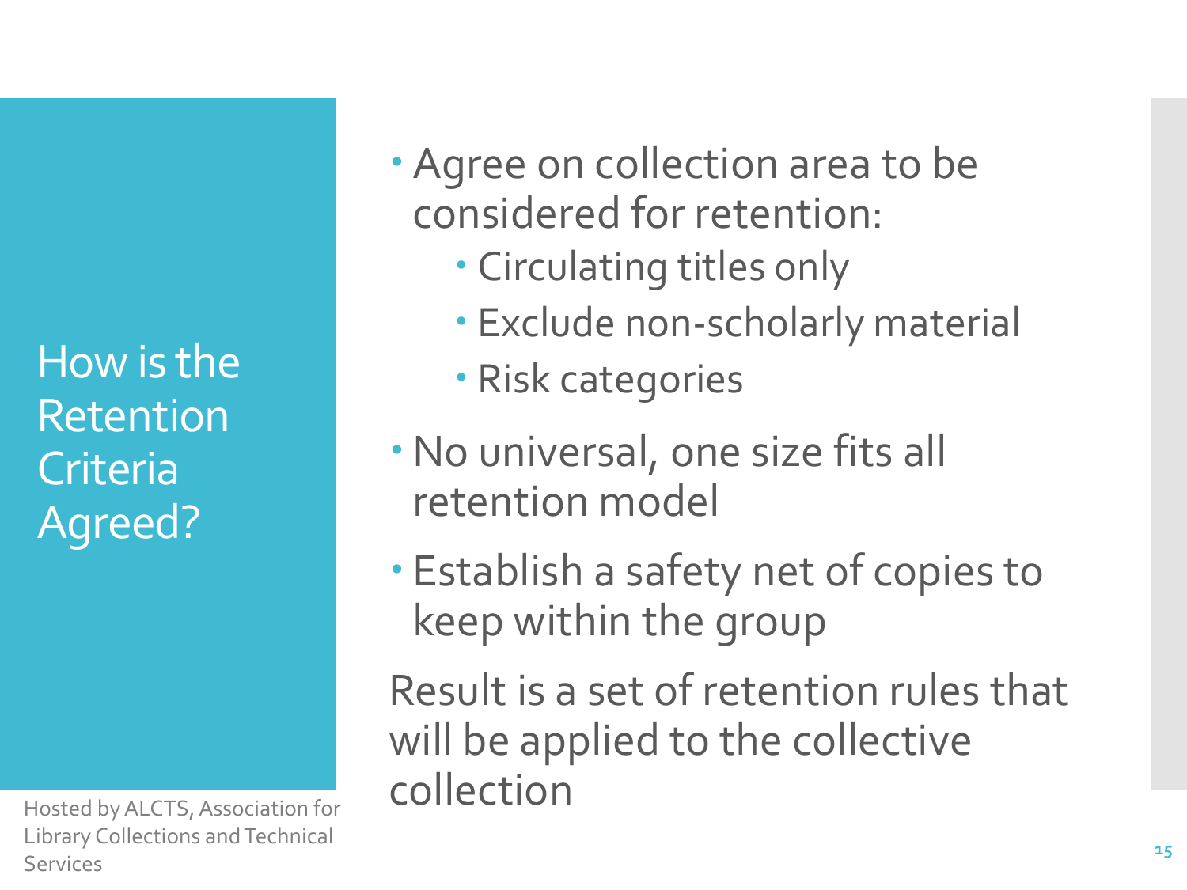## How is the Retention Criteria Agreed?

- Agree on collection area to be considered for retention:
  - Circulating titles only
  - Exclude non-scholarly material
  - Risk categories
- No universal, one size fits all retention model
- Establish a safety net of copies to keep within the group

Result is a set of retention rules that will be applied to the collective collection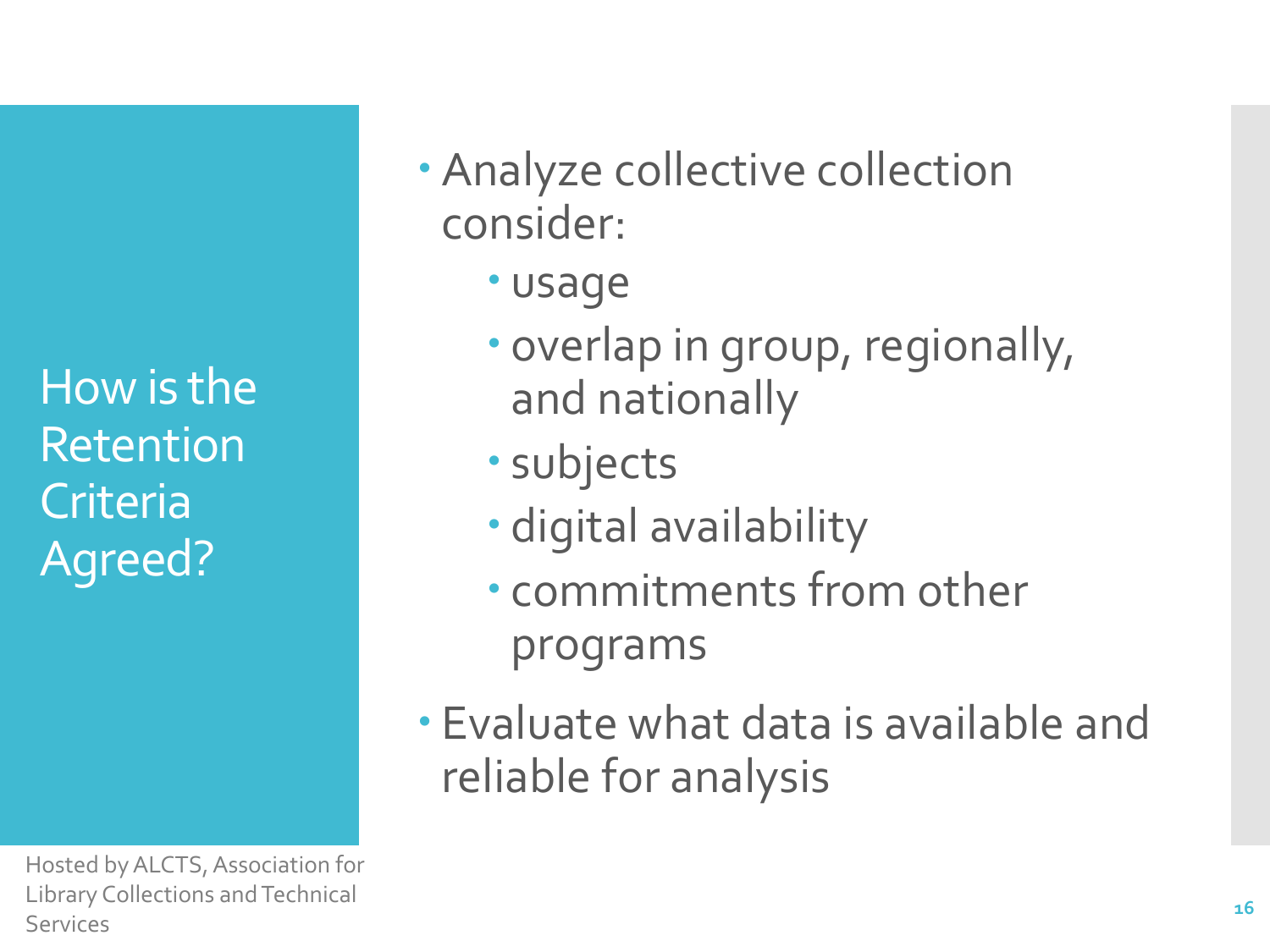## How is the Retention Criteria Agreed?

- Analyze collective collection consider:
  - usage
  - overlap in group, regionally, and nationally
  - subjects
  - digital availability
  - commitments from other programs
- Evaluate what data is available and reliable for analysis

Hosted by ALCTS, Association for Library Collections and Technical Services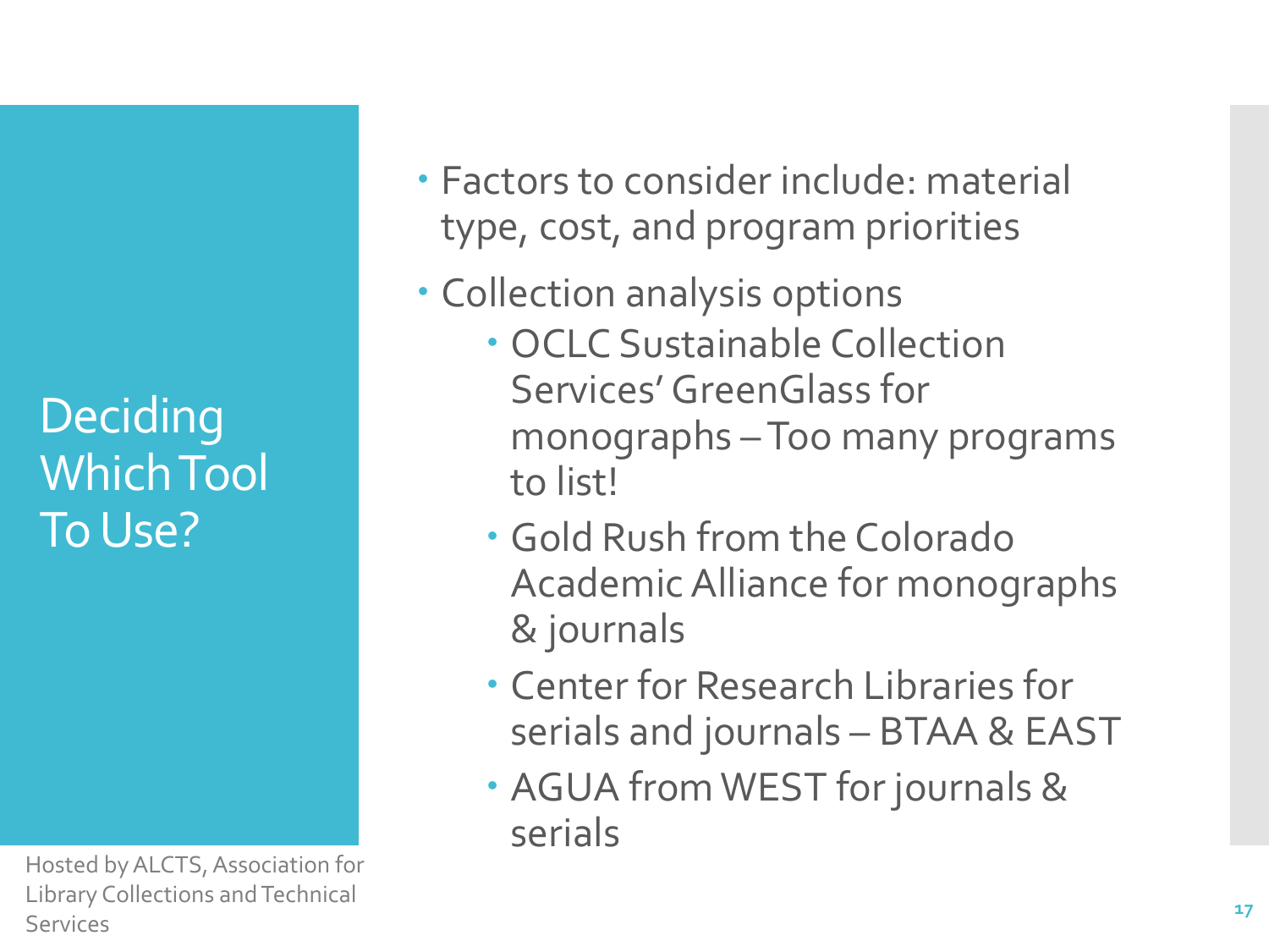# Deciding Which Tool To Use?

- Factors to consider include: material type, cost, and program priorities
- Collection analysis options
  - OCLC Sustainable Collection Services' GreenGlass for monographs – Too many programs to list!
  - Gold Rush from the Colorado Academic Alliance for monographs & journals
  - Center for Research Libraries for serials and journals – BTAA & EAST
  - AGUA from WEST for journals & serials

Hosted by ALCTS, Association for Library Collections and Technical Services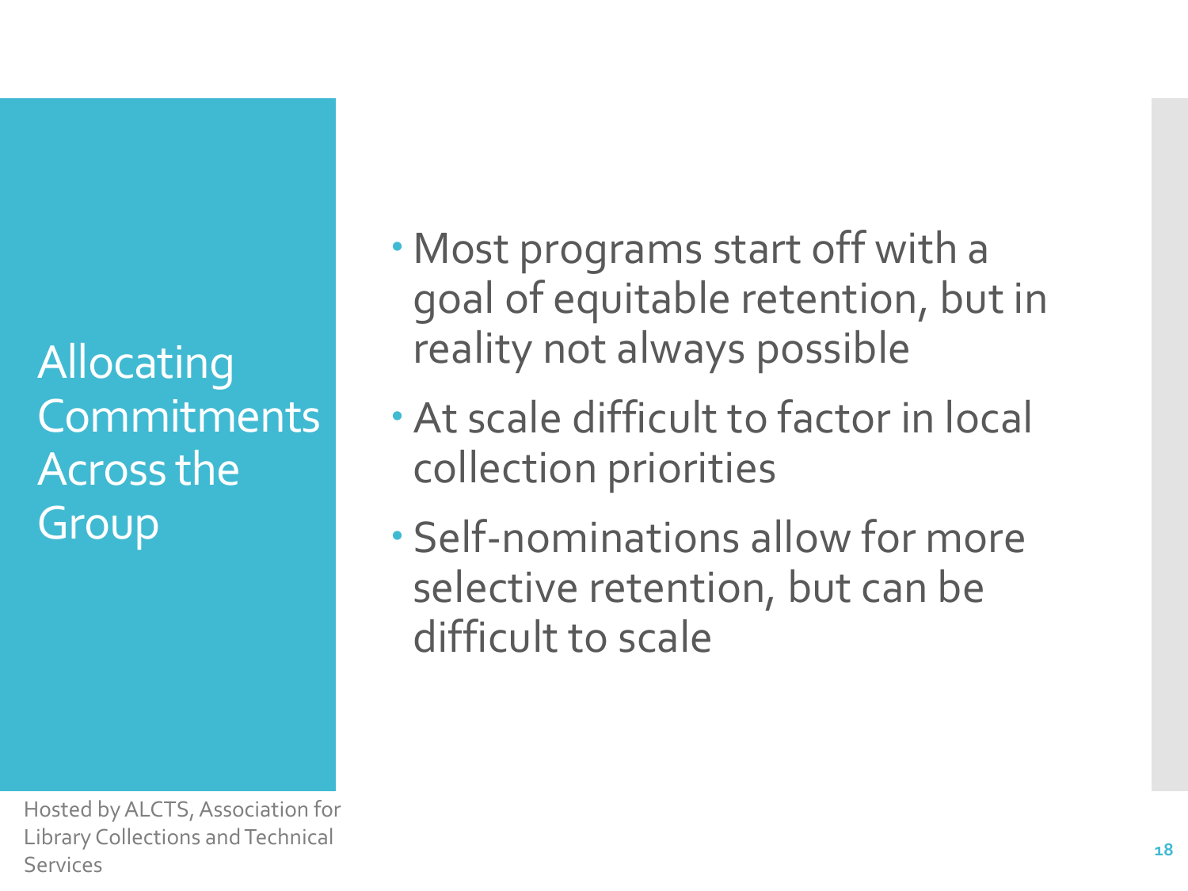# Allocating Commitments Across the Group

- Most programs start off with a goal of equitable retention, but in reality not always possible
- At scale difficult to factor in local collection priorities
- Self-nominations allow for more selective retention, but can be difficult to scale

Hosted by ALCTS, Association for Library Collections and Technical Services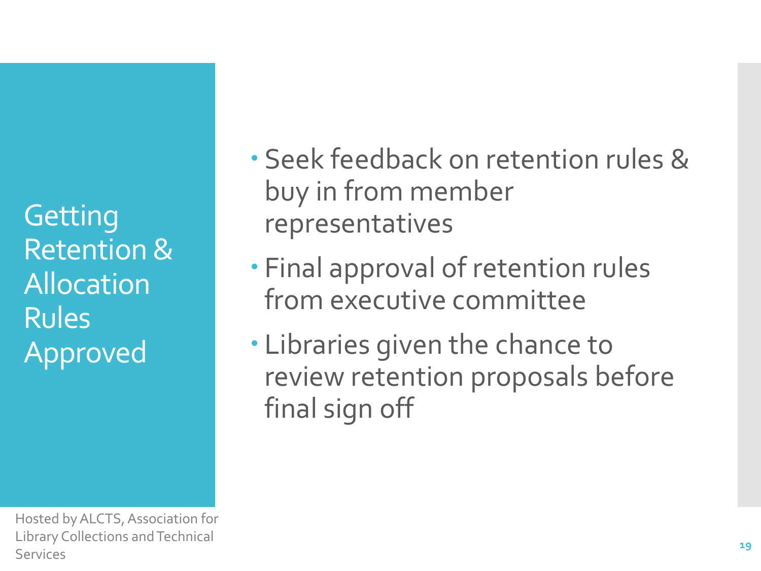# Getting Retention & Allocation Rules Approved

- Seek feedback on retention rules & buy in from member representatives
- Final approval of retention rules from executive committee
- Libraries given the chance to review retention proposals before final sign off

Hosted by ALCTS, Association for Library Collections and Technical Services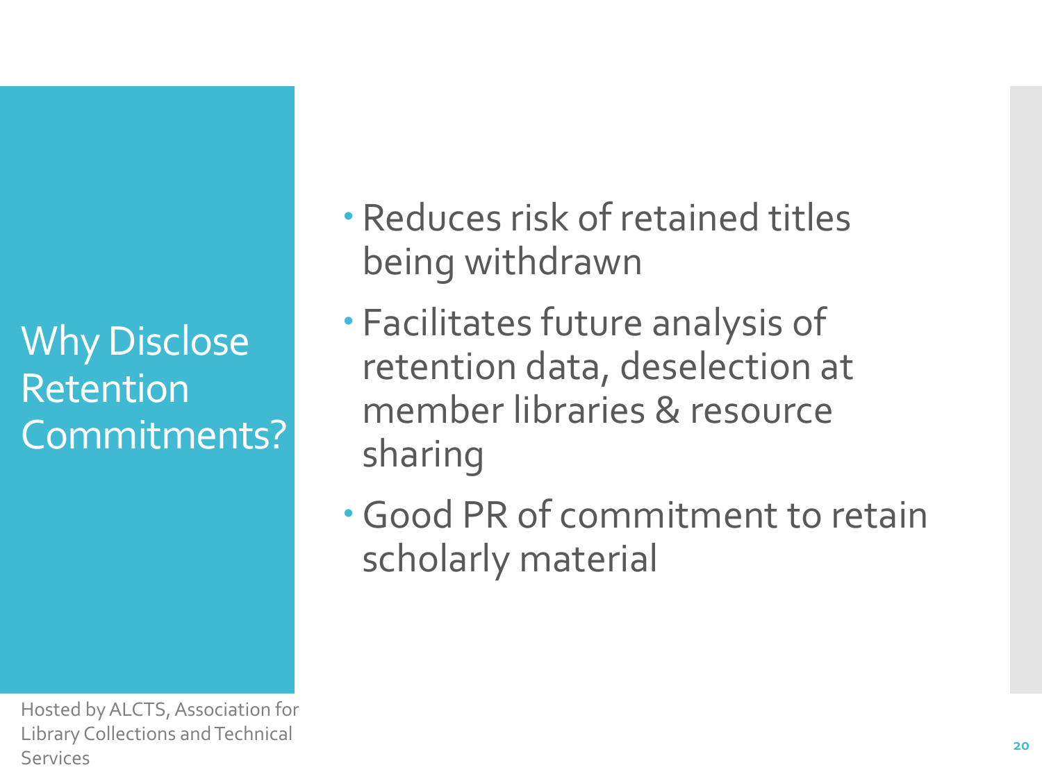# Why Disclose Retention Commitments?

- Reduces risk of retained titles being withdrawn
- Facilitates future analysis of retention data, deselection at member libraries & resource sharing
- Good PR of commitment to retain scholarly material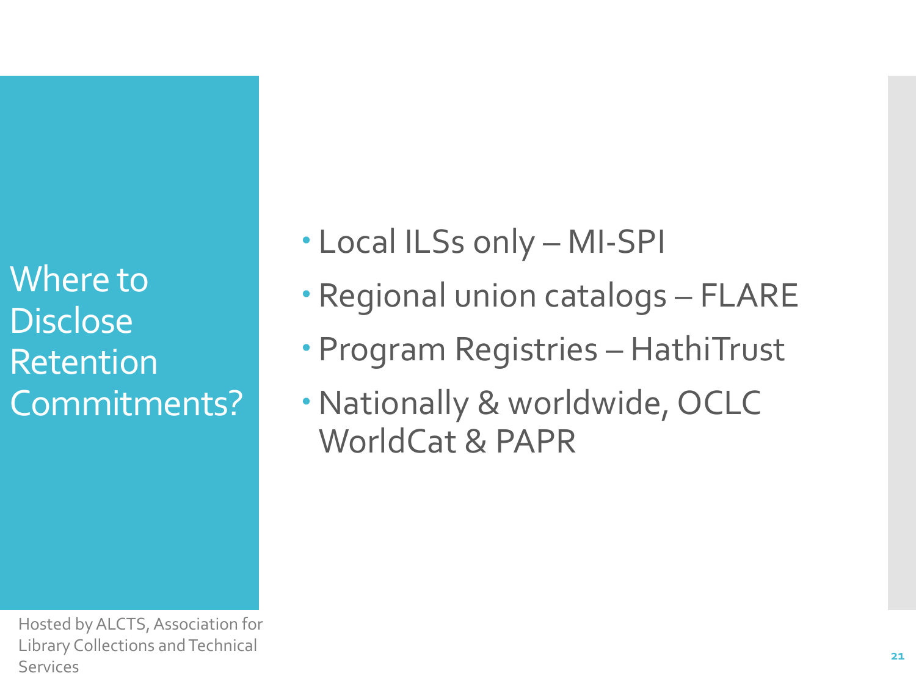# Where to Disclose Retention Commitments?

- Local ILSs only – MI-SPI
- Regional union catalogs – FLARE
- Program Registries – HathiTrust
- Nationally & worldwide, OCLC WorldCat & PAPR

Hosted by ALCTS, Association for Library Collections and Technical Services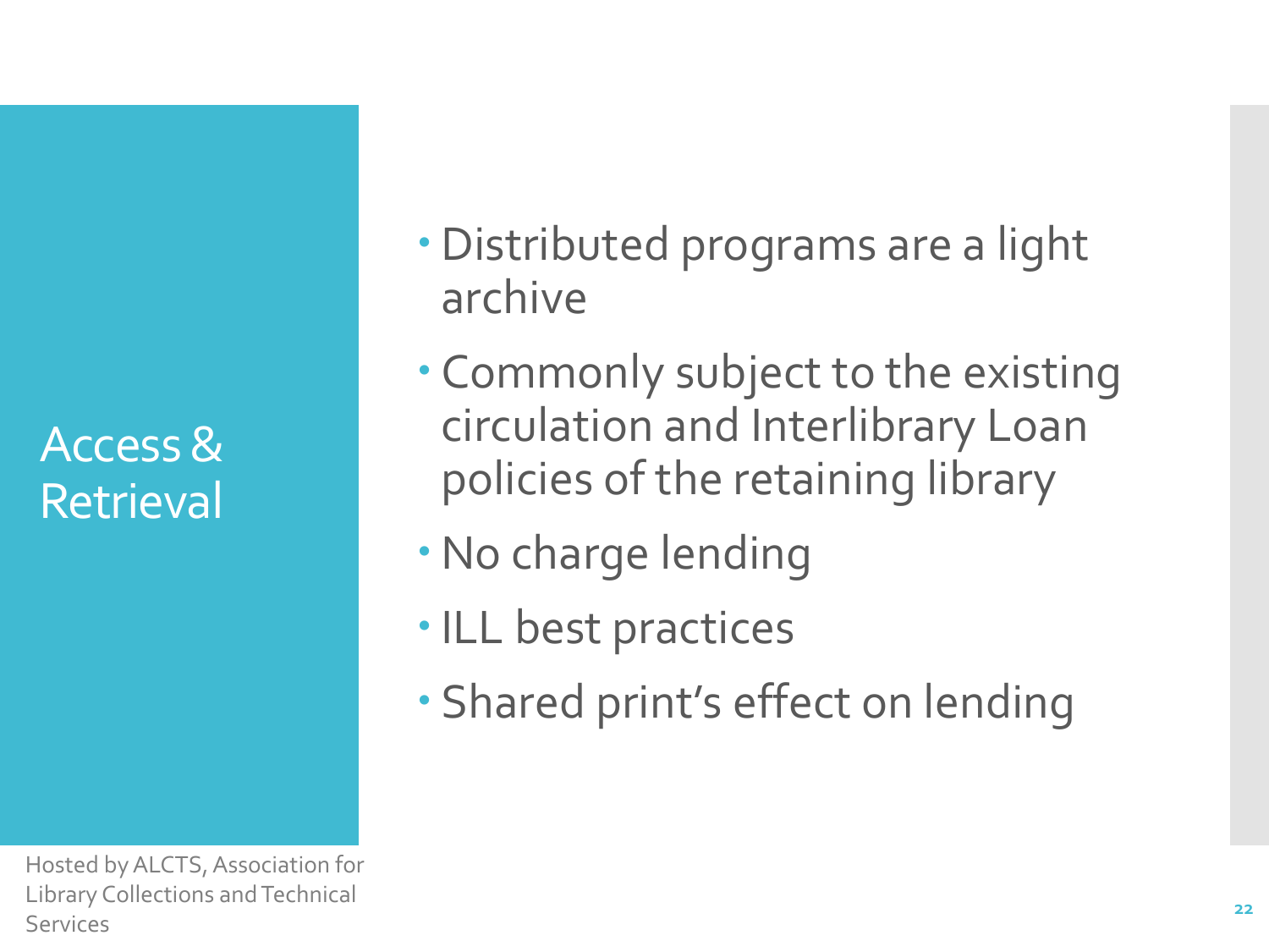# Access & Retrieval

- Distributed programs are a light archive
- Commonly subject to the existing circulation and Interlibrary Loan policies of the retaining library
- No charge lending
- ILL best practices
- Shared print's effect on lending

Hosted by ALCTS, Association for Library Collections and Technical Services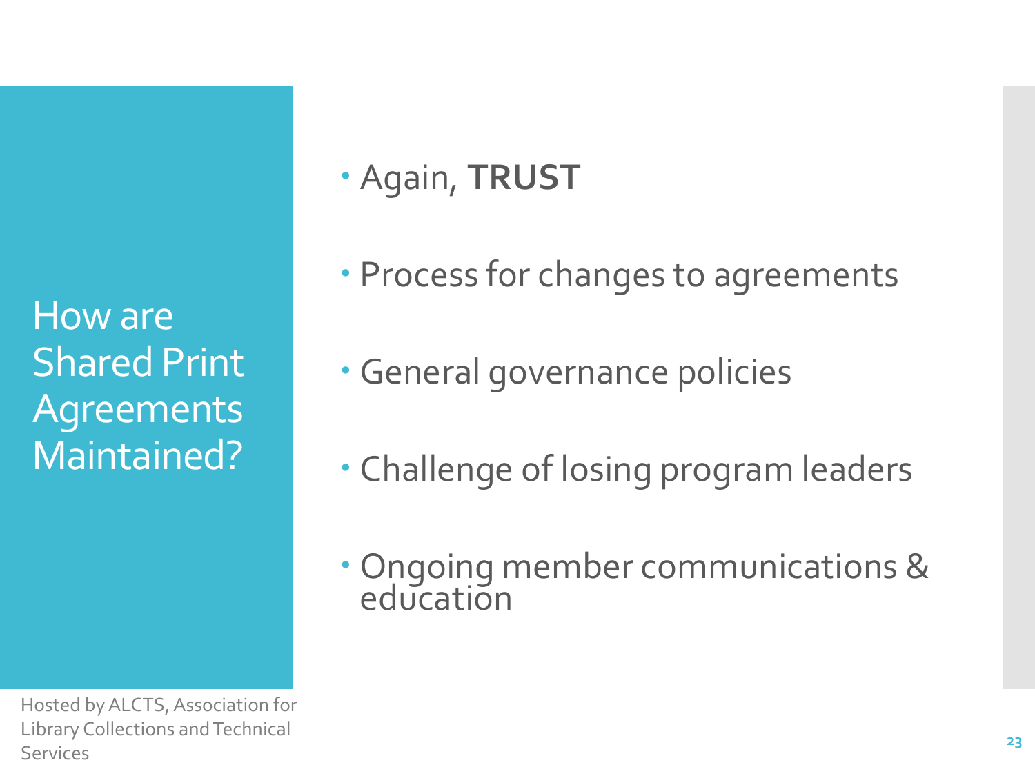# How are Shared Print Agreements Maintained?

- Again, **TRUST**
- Process for changes to agreements
- General governance policies
- Challenge of losing program leaders
- Ongoing member communications & education

Hosted by ALCTS, Association for Library Collections and Technical Services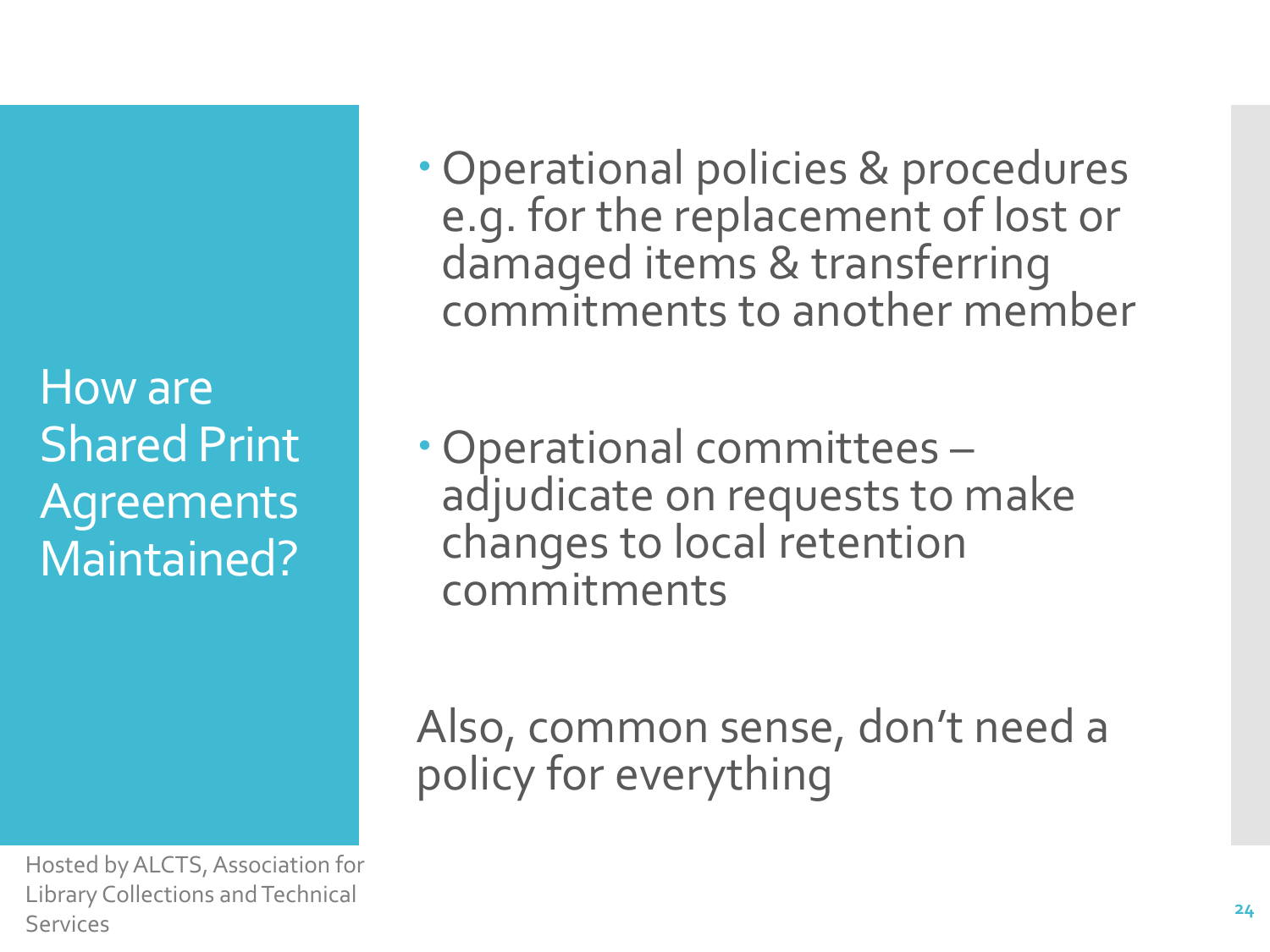# How are Shared Print Agreements Maintained?

- Operational policies & procedures e.g. for the replacement of lost or damaged items & transferring commitments to another member

- Operational committees – adjudicate on requests to make changes to local retention commitments

Also, common sense, don't need a policy for everything

Hosted by ALCTS, Association for Library Collections and Technical Services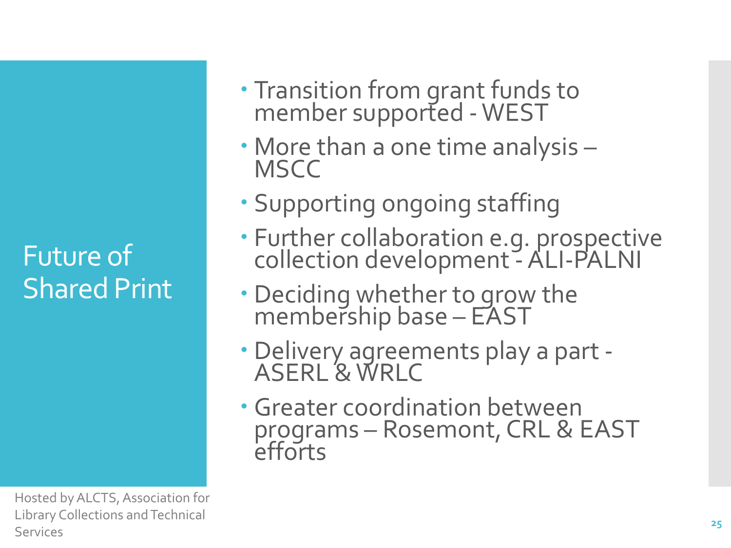## Future of Shared Print

- Transition from grant funds to member supported - WEST
- More than a one time analysis – MSCC
- Supporting ongoing staffing
- Further collaboration e.g. prospective collection development - ALI-PALNI
- Deciding whether to grow the membership base – EAST
- Delivery agreements play a part - ASERL & WRLC
- Greater coordination between programs – Rosemont, CRL & EAST efforts

Hosted by ALCTS, Association for Library Collections and Technical Services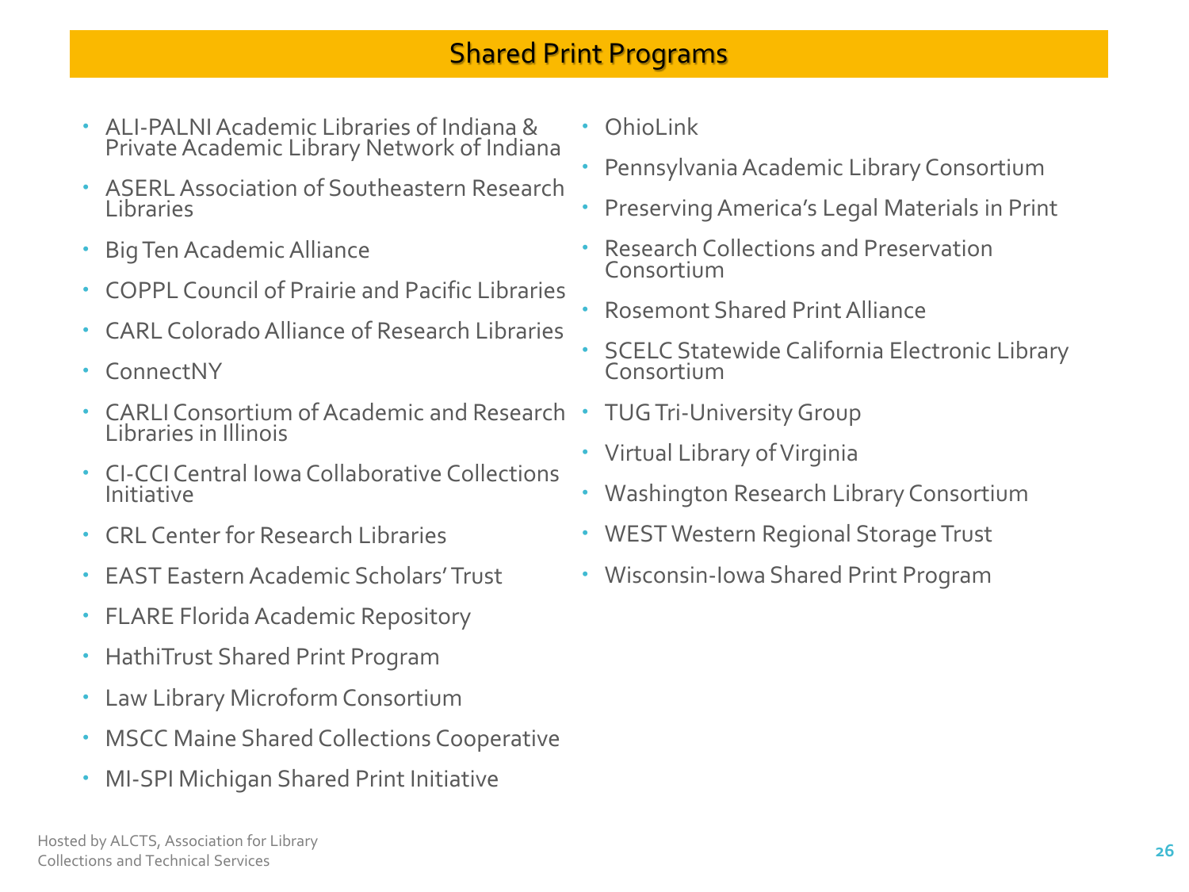# Shared Print Programs

- ALI-PALNI Academic Libraries of Indiana & Private Academic Library Network of Indiana
- ASERL Association of Southeastern Research Libraries
- Big Ten Academic Alliance
- COPPL Council of Prairie and Pacific Libraries
- CARL Colorado Alliance of Research Libraries
- ConnectNY
- CARLI Consortium of Academic and Research Libraries in Illinois
- CI-CCI Central Iowa Collaborative Collections Initiative
- CRL Center for Research Libraries
- EAST Eastern Academic Scholars' Trust
- FLARE Florida Academic Repository
- HathiTrust Shared Print Program
- Law Library Microform Consortium
- MSCC Maine Shared Collections Cooperative
- MI-SPI Michigan Shared Print Initiative
- OhioLink
- Pennsylvania Academic Library Consortium
- Preserving America's Legal Materials in Print
- Research Collections and Preservation Consortium
- Rosemont Shared Print Alliance
- SCELC Statewide California Electronic Library Consortium
- TUG Tri-University Group
- Virtual Library of Virginia
- Washington Research Library Consortium
- WEST Western Regional Storage Trust
- Wisconsin-Iowa Shared Print Program

Hosted by ALCTS, Association for Library Collections and Technical Services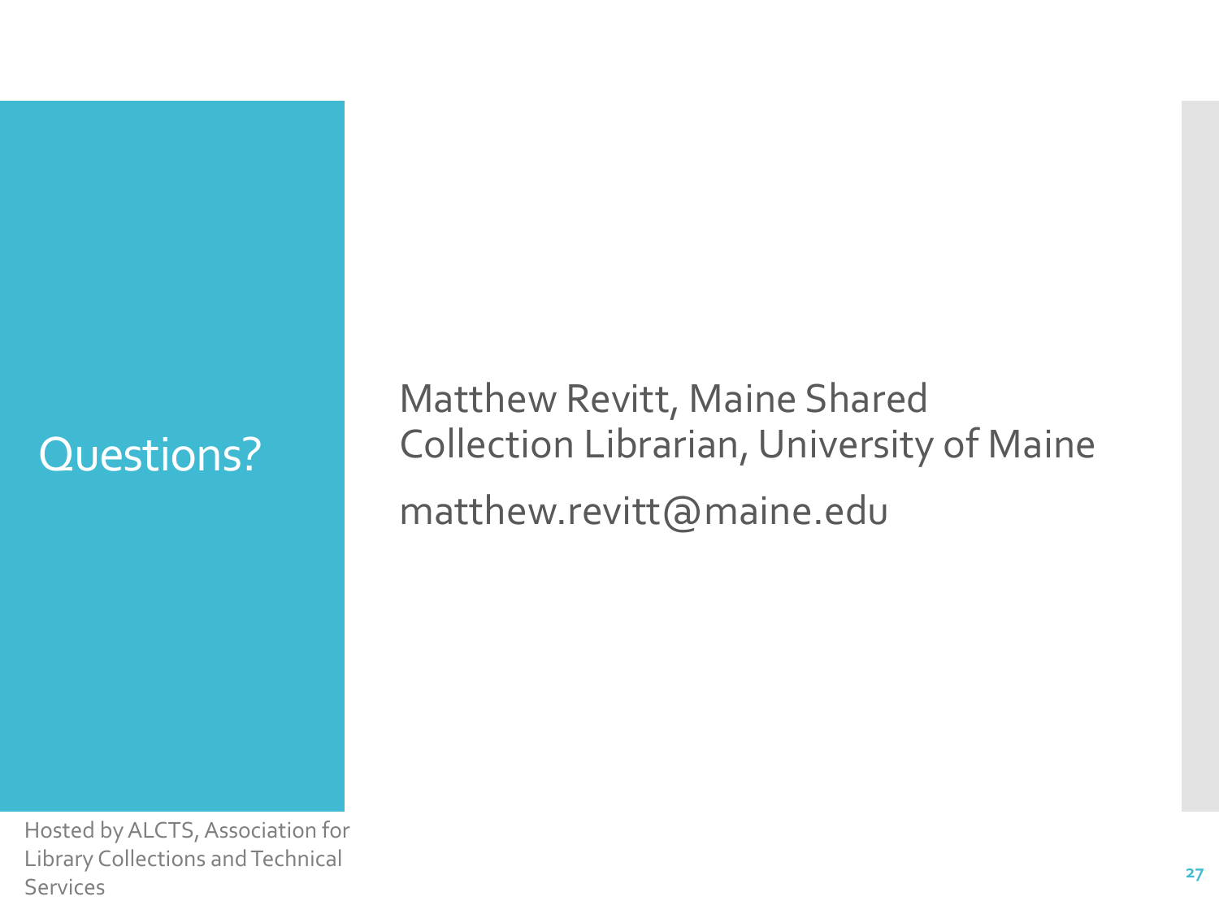# Questions?

Matthew Revitt, Maine Shared Collection Librarian, University of Maine

matthew.revitt@maine.edu

Hosted by ALCTS, Association for Library Collections and Technical Services